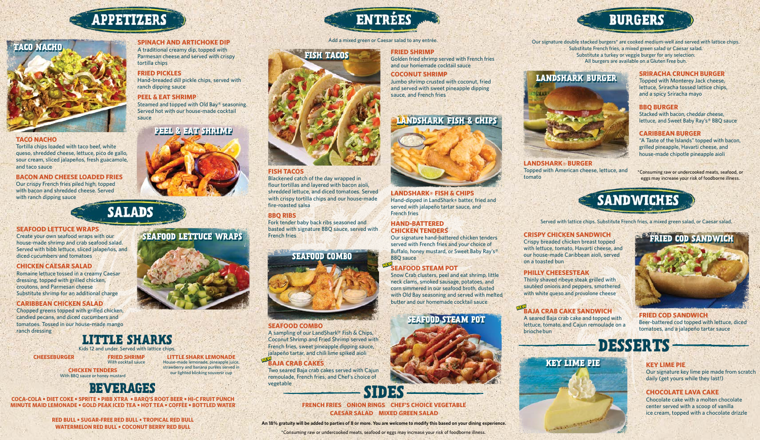# APPETIZERS

**TACO NACHO**
Tortilla chips loaded with taco beef, white queso, shredded cheese, lettuce, pico de gallo, sour cream, sliced jalapeños, fresh guacamole, and taco sauce

**BACON AND CHEESE LOADED FRIES**
Our crispy French fries piled high, topped with bacon and shredded cheese. Served with ranch dipping sauce

**SPINACH AND ARTICHOKE DIP**
A traditional creamy dip, topped with Parmesan cheese and served with crispy tortilla chips

**FRIED PICKLES**
Hand-breaded dill pickle chips, served with ranch dipping sauce

**PEEL & EAT SHRIMP**
Steamed and topped with Old Bay® seasoning. Served hot with our house-made cocktail sauce

# SALADS

**SEAFOOD LETTUCE WRAPS**
Create your own seafood wraps with our house-made shrimp and crab seafood salad. Served with bibb lettuce, sliced jalapeños, and diced cucumbers and tomatoes

**CHICKEN CAESAR SALAD**
Romaine lettuce tossed in a creamy Caesar dressing, topped with grilled chicken, croutons, and Parmesan cheese
Substitute shrimp for an additional charge

**CARIBBEAN CHICKEN SALAD**
Chopped greens topped with grilled chicken, candied pecans, and diced cucumbers and tomatoes. Tossed in our house-made mango ranch dressing

# LITTLE SHARKS

Kids 12 and under. Served with lattice chips.

**CHEESEBURGER**

**FRIED SHRIMP**
With cocktail sauce

**CHICKEN TENDERS**
With BBQ sauce or honey mustard

**LITTLE SHARK LEMONADE**
House-made lemonade, pineapple juice, strawberry and banana purées served in our lighted blinking souvenir cup

# BEVERAGES

COCA-COLA • DIET COKE • SPRITE • PIBB XTRA • BARQ'S ROOT BEER • HI-C FRUIT PUNCH
MINUTE MAID LEMONADE • GOLD PEAK ICED TEA • HOT TEA • COFFEE • BOTTLED WATER

RED BULL • SUGAR-FREE RED BULL • TROPICAL RED BULL
WATERMELON RED BULL • COCONUT BERRY RED BULL

# ENTRÉES

Add a mixed green or Caesar salad to any entrée.

**FISH TACOS**
Blackened catch of the day wrapped in flour tortillas and layered with bacon aioli, shredded lettuce, and diced tomatoes. Served with crispy tortilla chips and our house-made fire-roasted salsa

**BBQ RIBS**
Fork tender baby back ribs seasoned and basted with signature BBQ sauce, served with French fries

**SEAFOOD COMBO**
A sampling of our LandShark® Fish & Chips, Coconut Shrimp and Fried Shrimp served with French fries, sweet pineapple dipping sauce, jalapeño tartar, and chili lime spiked aioli

**NEW BAJA CRAB CAKES**
Two seared Baja crab cakes served with Cajun remoulade, French fries, and Chef's choice of vegetable

**FRIED SHRIMP**
Golden fried shrimp served with French fries and our homemade cocktail sauce

**COCONUT SHRIMP**
Jumbo shrimp crusted with coconut, fried and served with sweet pineapple dipping sauce, and French fries

**LANDSHARK® FISH & CHIPS**
Hand-dipped in LandShark® batter, fried and served with jalapeño tartar sauce, and French fries

**HAND-BATTERED CHICKEN TENDERS**
Our signature hand-battered chicken tenders served with French fries and your choice of Buffalo, honey mustard, or Sweet Baby Ray's® BBQ sauce

**NEW SEAFOOD STEAM POT**
Snow Crab clusters, peel and eat shrimp, little neck clams, smoked sausage, potatoes, and corn simmered in our seafood broth, dusted with Old Bay seasoning and served with melted butter and our homemade cocktail sauce

# SIDES

FRENCH FRIES · ONION RINGS · CHEF'S CHOICE VEGETABLE
CAESAR SALAD · MIXED GREEN SALAD

An 18% gratuity will be added to parties of 8 or more. You are welcome to modify this based on your dining experience.

*Consuming raw or undercooked meats, seafood or eggs may increase your risk of foodborne illness.

# BURGERS

Our signature double stacked burgers* are cooked medium-well and served with lattice chips.
Substitute French fries, a mixed green salad or Caesar salad.
Substitute a turkey or veggie burger for any selection.
All burgers are available on a Gluten Free bun.

**LANDSHARK® BURGER**
Topped with American cheese, lettuce, and tomato

**SRIRACHA CRUNCH BURGER**
Topped with Monterey Jack cheese, lettuce, Sriracha tossed lattice chips, and a spicy Sriracha mayo

**BBQ BURGER**
Stacked with bacon, cheddar cheese, lettuce, and Sweet Baby Ray's® BBQ sauce

**CARIBBEAN BURGER**
"A Taste of the Islands" topped with bacon, grilled pineapple, Havarti cheese, and house-made chipotle pineapple aioli

*Consuming raw or undercooked meats, seafood, or eggs may increase your risk of foodborne illness.

# SANDWICHES

Served with lattice chips. Substitute French fries, a mixed green salad, or Caesar salad.

**CRISPY CHICKEN SANDWICH**
Crispy breaded chicken breast topped with lettuce, tomato, Havarti cheese, and our house-made Caribbean aioli, served on a toasted bun

**PHILLY CHEESESTEAK**
Thinly shaved ribeye steak grilled with sautéed onions and peppers, smothered with white queso and provolone cheese

**NEW BAJA CRAB CAKE SANDWICH**
A seared Baja crab cake and topped with lettuce, tomato, and Cajun remoulade on a brioche bun

**FRIED COD SANDWICH**
Beer-battered cod topped with lettuce, diced tomatoes, and a jalapeño tartar sauce

# DESSERTS

**KEY LIME PIE**
Our signature key lime pie made from scratch daily (get yours while they last!)

**CHOCOLATE LAVA CAKE**
Chocolate cake with a molten chocolate center served with a scoop of vanilla ice cream, topped with a chocolate drizzle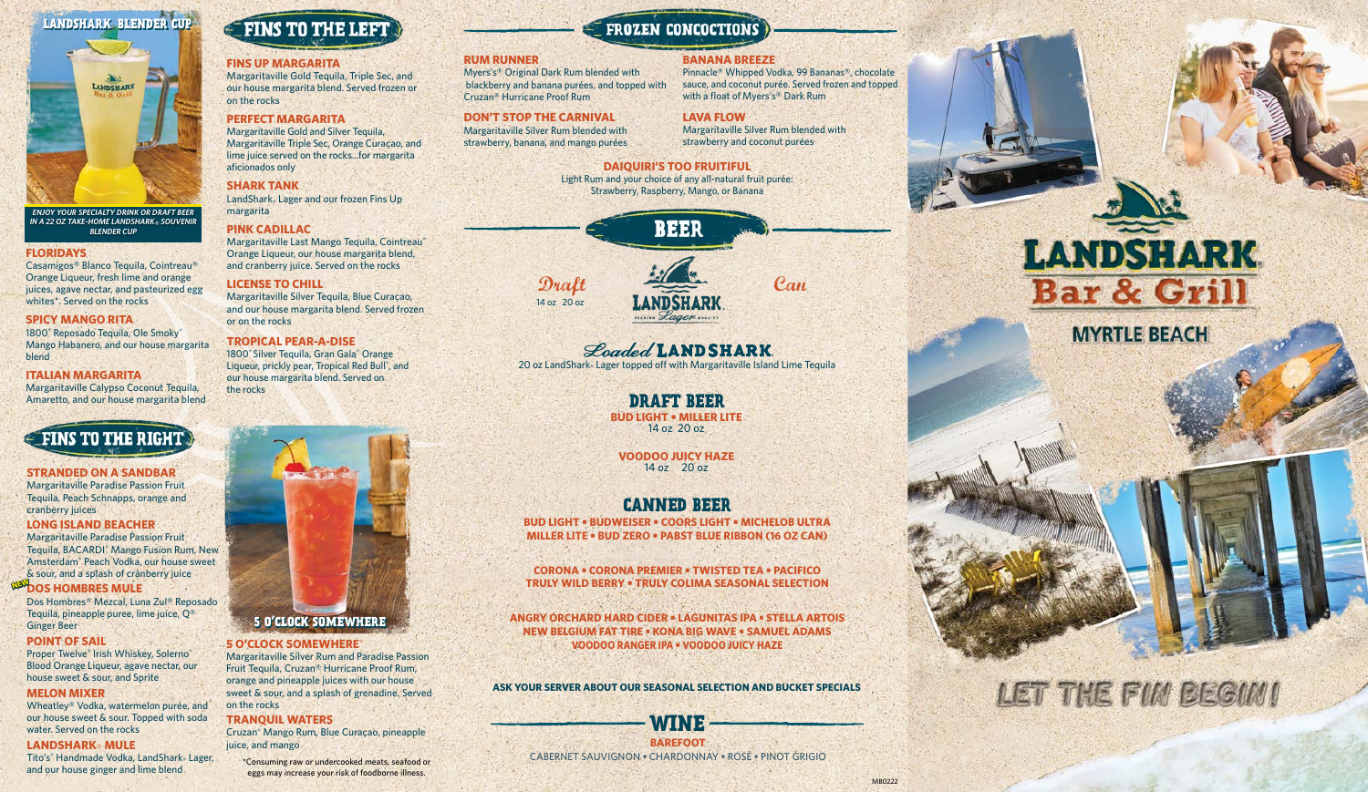## LANDSHARK BLENDER CUP

*ENJOY YOUR SPECIALTY DRINK OR DRAFT BEER IN A 22 OZ TAKE-HOME LANDSHARK® SOUVENIR BLENDER CUP*

**FLORIDAYS**
Casamigos® Blanco Tequila, Cointreau® Orange Liqueur, fresh lime and orange juices, agave nectar, and pasteurized egg whites*. Served on the rocks

**SPICY MANGO RITA**
1800® Reposado Tequila, Ole Smoky® Mango Habanero, and our house margarita blend

**ITALIAN MARGARITA**
Margaritaville Calypso Coconut Tequila, Amaretto, and our house margarita blend

## FINS TO THE LEFT

**FINS UP MARGARITA**
Margaritaville Gold Tequila, Triple Sec, and our house margarita blend. Served frozen or on the rocks

**PERFECT MARGARITA**
Margaritaville Gold and Silver Tequila, Margaritaville Triple Sec, Orange Curaçao, and lime juice served on the rocks...for margarita aficionados only

**SHARK TANK**
LandShark® Lager and our frozen Fins Up margarita

**PINK CADILLAC**
Margaritaville Last Mango Tequila, Cointreau® Orange Liqueur, our house margarita blend, and cranberry juice. Served on the rocks

**LICENSE TO CHILL**
Margaritaville Silver Tequila, Blue Curaçao, and our house margarita blend. Served frozen or on the rocks

**TROPICAL PEAR-A-DISE**
1800® Silver Tequila, Gran Gala® Orange Liqueur, prickly pear, Tropical Red Bull®, and our house margarita blend. Served on the rocks

## FINS TO THE RIGHT

**STRANDED ON A SANDBAR**
Margaritaville Paradise Passion Fruit Tequila, Peach Schnapps, orange and cranberry juices

**LONG ISLAND BEACHER**
Margaritaville Paradise Passion Fruit Tequila, BACARDI® Mango Fusion Rum, New Amsterdam® Peach Vodka, our house sweet & sour, and a splash of cranberry juice

NEW! **DOS HOMBRES MULE**
Dos Hombres® Mezcal, Luna Zul® Reposado Tequila, pineapple puree, lime juice, Q® Ginger Beer

**POINT OF SAIL**
Proper Twelve® Irish Whiskey, Solerno® Blood Orange Liqueur, agave nectar, our house sweet & sour, and Sprite

**MELON MIXER**
Wheatley® Vodka, watermelon purée, and our house sweet & sour. Topped with soda water. Served on the rocks

**LANDSHARK® MULE**
Tito's® Handmade Vodka, LandShark® Lager, and our house ginger and lime blend

5 O'CLOCK SOMEWHERE

**5 O'CLOCK SOMEWHERE®**
Margaritaville Silver Rum and Paradise Passion Fruit Tequila, Cruzan® Hurricane Proof Rum, orange and pineapple juices with our house sweet & sour, and a splash of grenadine. Served on the rocks

**TRANQUIL WATERS**
Cruzan® Mango Rum, Blue Curaçao, pineapple juice, and mango

*Consuming raw or undercooked meats, seafood or eggs may increase your risk of foodborne illness.

## FROZEN CONCOCTIONS

**RUM RUNNER**
Myers's® Original Dark Rum blended with blackberry and banana purées, and topped with Cruzan® Hurricane Proof Rum

**DON'T STOP THE CARNIVAL**
Margaritaville Silver Rum blended with strawberry, banana, and mango purées

**BANANA BREEZE**
Pinnacle® Whipped Vodka, 99 Bananas®, chocolate sauce, and coconut purée. Served frozen and topped with a float of Myers's® Dark Rum

**LAVA FLOW**
Margaritaville Silver Rum blended with strawberry and coconut purées

**DAIQUIRI'S TOO FRUITFUL**
Light Rum and your choice of any all-natural fruit purée: Strawberry, Raspberry, Mango, or Banana

## BEER

*Draft* 14 oz 20 oz — LANDSHARK Lager — *Can*

***Loaded* LANDSHARK.**
20 oz LandShark® Lager topped off with Margaritaville Island Lime Tequila

### DRAFT BEER
**BUD LIGHT • MILLER LITE**
14 oz 20 oz

**VOODOO JUICY HAZE**
14 oz 20 oz

### CANNED BEER
**BUD LIGHT • BUDWEISER • COORS LIGHT • MICHELOB ULTRA**
**MILLER LITE • BUD ZERO • PABST BLUE RIBBON (16 OZ CAN)**

**CORONA • CORONA PREMIER • TWISTED TEA • PACIFICO**
**TRULY WILD BERRY • TRULY COLIMA SEASONAL SELECTION**

**ANGRY ORCHARD HARD CIDER • LAGUNITAS IPA • STELLA ARTOIS**
**NEW BELGIUM FAT TIRE • KONA BIG WAVE • SAMUEL ADAMS**
**VOODOO RANGER IPA • VOODOO JUICY HAZE**

**ASK YOUR SERVER ABOUT OUR SEASONAL SELECTION AND BUCKET SPECIALS**

## WINE
**BAREFOOT**
CABERNET SAUVIGNON • CHARDONNAY • ROSÉ • PINOT GRIGIO

# LANDSHARK Bar & Grill
## MYRTLE BEACH

LET THE FIN BEGIN!

MB0222